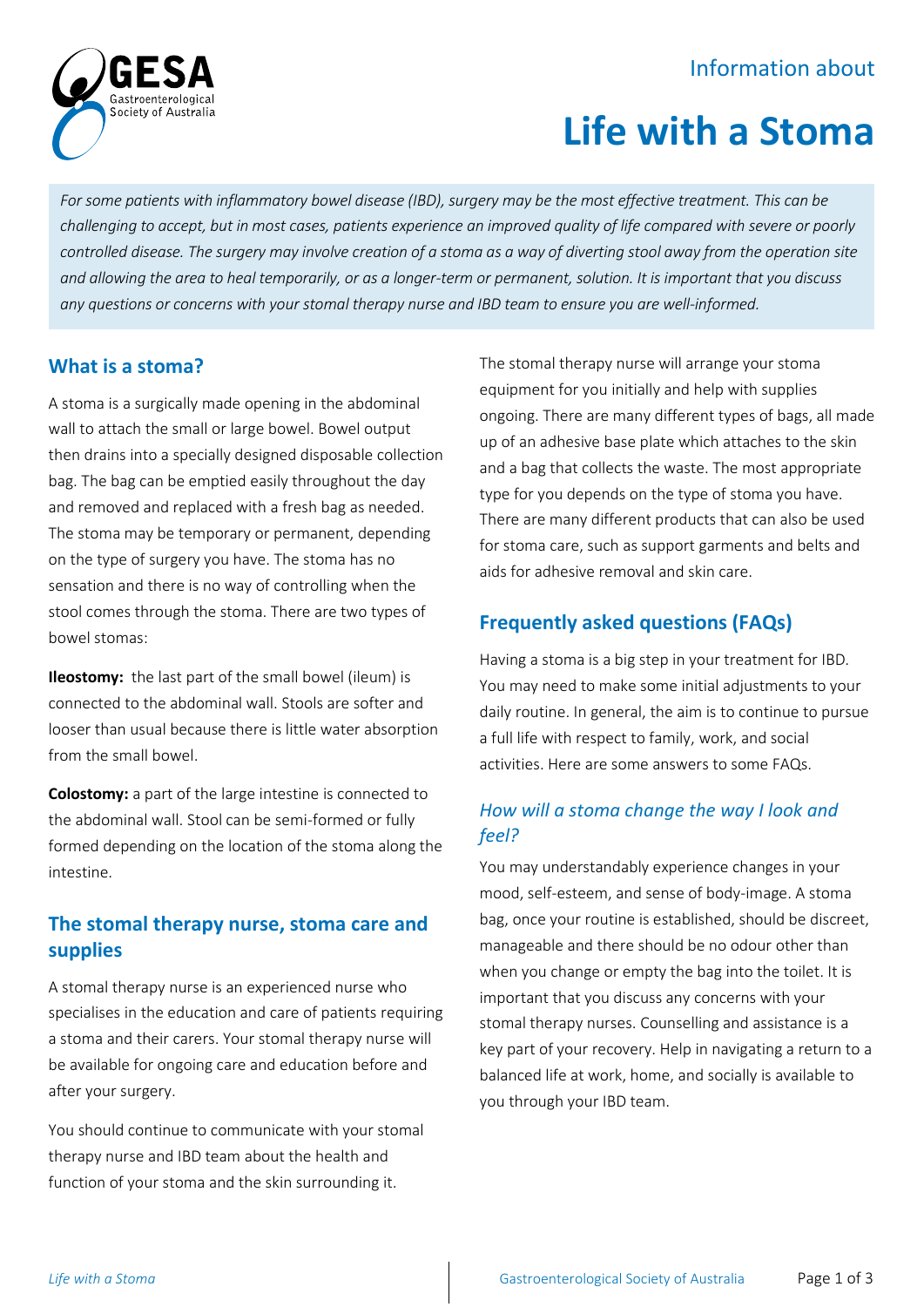GESA Gastroenterological Society of Australia

Information about

# Life with a Stoma

*For some patients with inflammatory bowel disease (IBD), surgery may be the most effective treatment. This can be challenging to accept, but in most cases, patients experience an improved quality of life compared with severe or poorly controlled disease. The surgery may involve creation of a stoma as a way of diverting stool away from the operation site and allowing the area to heal temporarily, or as a longer-term or permanent, solution. It is important that you discuss any questions or concerns with your stomal therapy nurse and IBD team to ensure you are well-informed.*

## What is a stoma?

A stoma is a surgically made opening in the abdominal wall to attach the small or large bowel. Bowel output then drains into a specially designed disposable collection bag. The bag can be emptied easily throughout the day and removed and replaced with a fresh bag as needed. The stoma may be temporary or permanent, depending on the type of surgery you have. The stoma has no sensation and there is no way of controlling when the stool comes through the stoma. There are two types of bowel stomas:

**Ileostomy:** the last part of the small bowel (ileum) is connected to the abdominal wall. Stools are softer and looser than usual because there is little water absorption from the small bowel.

**Colostomy:** a part of the large intestine is connected to the abdominal wall. Stool can be semi-formed or fully formed depending on the location of the stoma along the intestine.

## The stomal therapy nurse, stoma care and supplies

A stomal therapy nurse is an experienced nurse who specialises in the education and care of patients requiring a stoma and their carers. Your stomal therapy nurse will be available for ongoing care and education before and after your surgery.

You should continue to communicate with your stomal therapy nurse and IBD team about the health and function of your stoma and the skin surrounding it.

The stomal therapy nurse will arrange your stoma equipment for you initially and help with supplies ongoing. There are many different types of bags, all made up of an adhesive base plate which attaches to the skin and a bag that collects the waste. The most appropriate type for you depends on the type of stoma you have. There are many different products that can also be used for stoma care, such as support garments and belts and aids for adhesive removal and skin care.

## Frequently asked questions (FAQs)

Having a stoma is a big step in your treatment for IBD. You may need to make some initial adjustments to your daily routine. In general, the aim is to continue to pursue a full life with respect to family, work, and social activities. Here are some answers to some FAQs.

### *How will a stoma change the way I look and feel?*

You may understandably experience changes in your mood, self-esteem, and sense of body-image. A stoma bag, once your routine is established, should be discreet, manageable and there should be no odour other than when you change or empty the bag into the toilet. It is important that you discuss any concerns with your stomal therapy nurses. Counselling and assistance is a key part of your recovery. Help in navigating a return to a balanced life at work, home, and socially is available to you through your IBD team.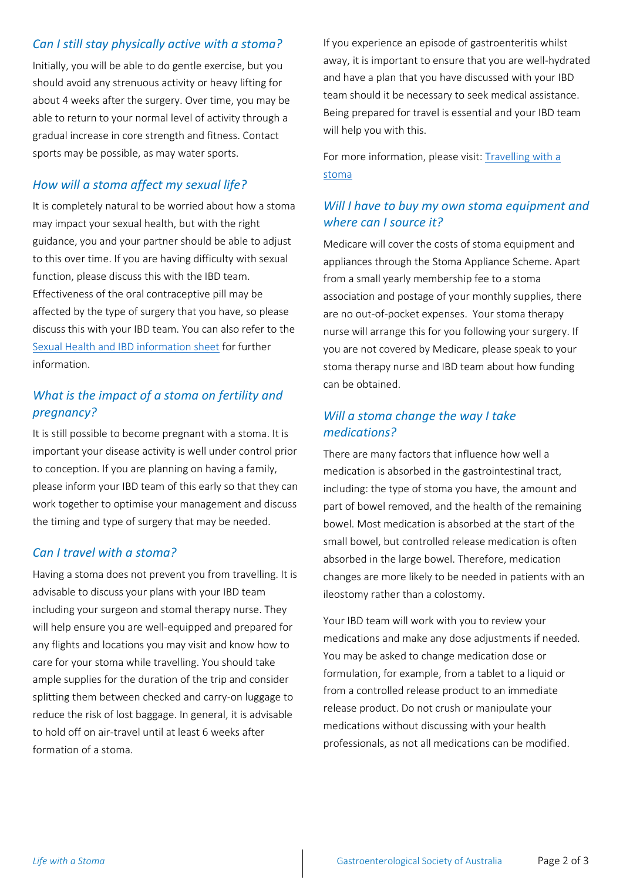### *Can I still stay physically active with a stoma?*

Initially, you will be able to do gentle exercise, but you should avoid any strenuous activity or heavy lifting for about 4 weeks after the surgery. Over time, you may be able to return to your normal level of activity through a gradual increase in core strength and fitness. Contact sports may be possible, as may water sports.

### *How will a stoma affect my sexual life?*

It is completely natural to be worried about how a stoma may impact your sexual health, but with the right guidance, you and your partner should be able to adjust to this over time. If you are having difficulty with sexual function, please discuss this with the IBD team. Effectiveness of the oral contraceptive pill may be affected by the type of surgery that you have, so please discuss this with your IBD team. You can also refer to the Sexual Health and IBD information sheet for further information.

### *What is the impact of a stoma on fertility and pregnancy?*

It is still possible to become pregnant with a stoma. It is important your disease activity is well under control prior to conception. If you are planning on having a family, please inform your IBD team of this early so that they can work together to optimise your management and discuss the timing and type of surgery that may be needed.

### *Can I travel with a stoma?*

Having a stoma does not prevent you from travelling. It is advisable to discuss your plans with your IBD team including your surgeon and stomal therapy nurse. They will help ensure you are well-equipped and prepared for any flights and locations you may visit and know how to care for your stoma while travelling. You should take ample supplies for the duration of the trip and consider splitting them between checked and carry-on luggage to reduce the risk of lost baggage. In general, it is advisable to hold off on air-travel until at least 6 weeks after formation of a stoma.

If you experience an episode of gastroenteritis whilst away, it is important to ensure that you are well-hydrated and have a plan that you have discussed with your IBD team should it be necessary to seek medical assistance. Being prepared for travel is essential and your IBD team will help you with this.

For more information, please visit: Travelling with a stoma

### *Will I have to buy my own stoma equipment and where can I source it?*

Medicare will cover the costs of stoma equipment and appliances through the Stoma Appliance Scheme. Apart from a small yearly membership fee to a stoma association and postage of your monthly supplies, there are no out-of-pocket expenses. Your stoma therapy nurse will arrange this for you following your surgery. If you are not covered by Medicare, please speak to your stoma therapy nurse and IBD team about how funding can be obtained.

### *Will a stoma change the way I take medications?*

There are many factors that influence how well a medication is absorbed in the gastrointestinal tract, including: the type of stoma you have, the amount and part of bowel removed, and the health of the remaining bowel. Most medication is absorbed at the start of the small bowel, but controlled release medication is often absorbed in the large bowel. Therefore, medication changes are more likely to be needed in patients with an ileostomy rather than a colostomy.

Your IBD team will work with you to review your medications and make any dose adjustments if needed. You may be asked to change medication dose or formulation, for example, from a tablet to a liquid or from a controlled release product to an immediate release product. Do not crush or manipulate your medications without discussing with your health professionals, as not all medications can be modified.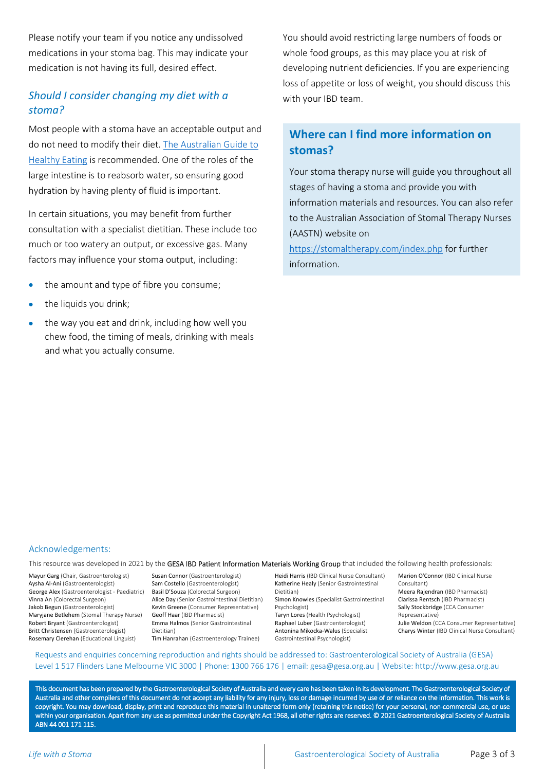Please notify your team if you notice any undissolved medications in your stoma bag. This may indicate your medication is not having its full, desired effect.

### *Should I consider changing my diet with a stoma?*

Most people with a stoma have an acceptable output and do not need to modify their diet. [The Australian Guide to Healthy Eating](The Australian Guide to Healthy Eating) is recommended. One of the roles of the large intestine is to reabsorb water, so ensuring good hydration by having plenty of fluid is important.

In certain situations, you may benefit from further consultation with a specialist dietitian. These include too much or too watery an output, or excessive gas. Many factors may influence your stoma output, including:

- the amount and type of fibre you consume;
- the liquids you drink;
- the way you eat and drink, including how well you chew food, the timing of meals, drinking with meals and what you actually consume.

You should avoid restricting large numbers of foods or whole food groups, as this may place you at risk of developing nutrient deficiencies. If you are experiencing loss of appetite or loss of weight, you should discuss this with your IBD team.

## Where can I find more information on stomas?

Your stoma therapy nurse will guide you throughout all stages of having a stoma and provide you with information materials and resources. You can also refer to the Australian Association of Stomal Therapy Nurses (AASTN) website on https://stomaltherapy.com/index.php for further information.

### Acknowledgements:

This resource was developed in 2021 by the **GESA IBD Patient Information Materials Working Group** that included the following health professionals:

**Mayur Garg** (Chair, Gastroenterologist)
**Aysha Al-Ani** (Gastroenterologist)
**George Alex** (Gastroenterologist - Paediatric)
**Vinna An** (Colorectal Surgeon)
**Jakob Begun** (Gastroenterologist)
**Maryjane Betlehem** (Stomal Therapy Nurse)
**Robert Bryant** (Gastroenterologist)
**Britt Christensen** (Gastroenterologist)
**Rosemary Clerehan** (Educational Linguist)
**Susan Connor** (Gastroenterologist)
**Sam Costello** (Gastroenterologist)
**Basil D'Souza** (Colorectal Surgeon)
**Alice Day** (Senior Gastrointestinal Dietitian)
**Kevin Greene** (Consumer Representative)
**Geoff Haar** (IBD Pharmacist)
**Emma Halmos** (Senior Gastrointestinal Dietitian)
**Tim Hanrahan** (Gastroenterology Trainee)
**Heidi Harris** (IBD Clinical Nurse Consultant)
**Katherine Healy** (Senior Gastrointestinal Dietitian)
**Simon Knowles** (Specialist Gastrointestinal Psychologist)
**Taryn Lores** (Health Psychologist)
**Raphael Luber** (Gastroenterologist)
**Antonina Mikocka-Walus** (Specialist Gastrointestinal Psychologist)
**Marion O'Connor** (IBD Clinical Nurse Consultant)
**Meera Rajendran** (IBD Pharmacist)
**Clarissa Rentsch** (IBD Pharmacist)
**Sally Stockbridge** (CCA Consumer Representative)
**Julie Weldon** (CCA Consumer Representative)
**Charys Winter** (IBD Clinical Nurse Consultant)

Requests and enquiries concerning reproduction and rights should be addressed to: Gastroenterological Society of Australia (GESA)
Level 1 517 Flinders Lane Melbourne VIC 3000 | Phone: 1300 766 176 | email: gesa@gesa.org.au | Website: http://www.gesa.org.au

**This document has been prepared by the Gastroenterological Society of Australia and every care has been taken in its development. The Gastroenterological Society of Australia and other compilers of this document do not accept any liability for any injury, loss or damage incurred by use of or reliance on the information. This work is copyright. You may download, display, print and reproduce this material in unaltered form only (retaining this notice) for your personal, non-commercial use, or use within your organisation. Apart from any use as permitted under the Copyright Act 1968, all other rights are reserved. © 2021 Gastroenterological Society of Australia ABN 44 001 171 115.**